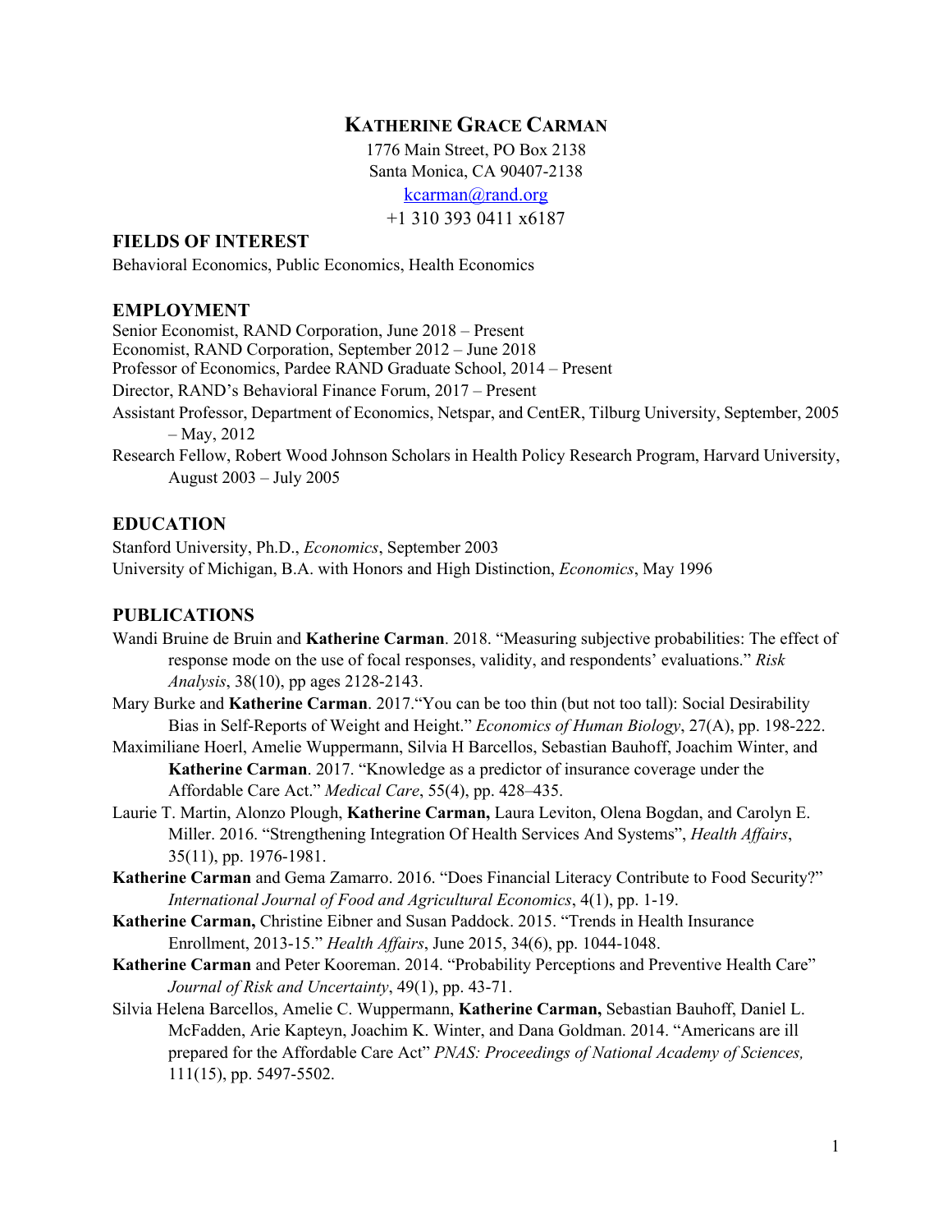# KATHERINE GRACE CARMAN

1776 Main Street, PO Box 2138
Santa Monica, CA 90407-2138
kcarman@rand.org
+1 310 393 0411 x6187

## FIELDS OF INTEREST

Behavioral Economics, Public Economics, Health Economics

## EMPLOYMENT

Senior Economist, RAND Corporation, June 2018 – Present
Economist, RAND Corporation, September 2012 – June 2018
Professor of Economics, Pardee RAND Graduate School, 2014 – Present
Director, RAND's Behavioral Finance Forum, 2017 – Present
Assistant Professor, Department of Economics, Netspar, and CentER, Tilburg University, September, 2005 – May, 2012
Research Fellow, Robert Wood Johnson Scholars in Health Policy Research Program, Harvard University, August 2003 – July 2005

## EDUCATION

Stanford University, Ph.D., *Economics*, September 2003
University of Michigan, B.A. with Honors and High Distinction, *Economics*, May 1996

## PUBLICATIONS

Wandi Bruine de Bruin and **Katherine Carman**. 2018. "Measuring subjective probabilities: The effect of response mode on the use of focal responses, validity, and respondents' evaluations." *Risk Analysis*, 38(10), pp ages 2128-2143.

Mary Burke and **Katherine Carman**. 2017."You can be too thin (but not too tall): Social Desirability Bias in Self-Reports of Weight and Height." *Economics of Human Biology*, 27(A), pp. 198-222.

Maximiliane Hoerl, Amelie Wuppermann, Silvia H Barcellos, Sebastian Bauhoff, Joachim Winter, and **Katherine Carman**. 2017. "Knowledge as a predictor of insurance coverage under the Affordable Care Act." *Medical Care*, 55(4), pp. 428–435.

Laurie T. Martin, Alonzo Plough, **Katherine Carman,** Laura Leviton, Olena Bogdan, and Carolyn E. Miller. 2016. "Strengthening Integration Of Health Services And Systems", *Health Affairs*, 35(11), pp. 1976-1981.

**Katherine Carman** and Gema Zamarro. 2016. "Does Financial Literacy Contribute to Food Security?" *International Journal of Food and Agricultural Economics*, 4(1), pp. 1-19.

**Katherine Carman,** Christine Eibner and Susan Paddock. 2015. "Trends in Health Insurance Enrollment, 2013-15." *Health Affairs*, June 2015, 34(6), pp. 1044-1048.

**Katherine Carman** and Peter Kooreman. 2014. "Probability Perceptions and Preventive Health Care" *Journal of Risk and Uncertainty*, 49(1), pp. 43-71.

Silvia Helena Barcellos, Amelie C. Wuppermann, **Katherine Carman,** Sebastian Bauhoff, Daniel L. McFadden, Arie Kapteyn, Joachim K. Winter, and Dana Goldman. 2014. "Americans are ill prepared for the Affordable Care Act" *PNAS: Proceedings of National Academy of Sciences,* 111(15), pp. 5497-5502.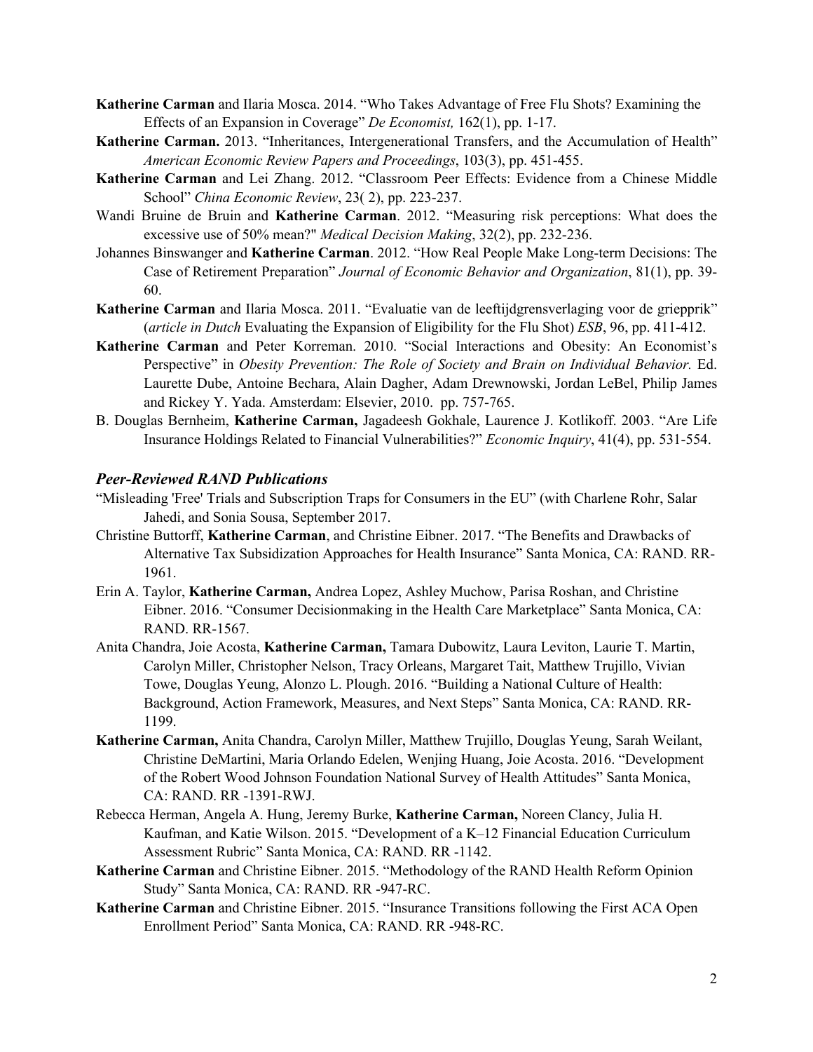**Katherine Carman** and Ilaria Mosca. 2014. "Who Takes Advantage of Free Flu Shots? Examining the Effects of an Expansion in Coverage" *De Economist,* 162(1), pp. 1-17.

**Katherine Carman.** 2013. "Inheritances, Intergenerational Transfers, and the Accumulation of Health" *American Economic Review Papers and Proceedings*, 103(3), pp. 451-455.

**Katherine Carman** and Lei Zhang. 2012. "Classroom Peer Effects: Evidence from a Chinese Middle School" *China Economic Review*, 23( 2), pp. 223-237.

Wandi Bruine de Bruin and **Katherine Carman**. 2012. "Measuring risk perceptions: What does the excessive use of 50% mean?" *Medical Decision Making*, 32(2), pp. 232-236.

Johannes Binswanger and **Katherine Carman**. 2012. "How Real People Make Long-term Decisions: The Case of Retirement Preparation" *Journal of Economic Behavior and Organization*, 81(1), pp. 39-60.

**Katherine Carman** and Ilaria Mosca. 2011. "Evaluatie van de leeftijdgrensverlaging voor de griepprik" (*article in Dutch* Evaluating the Expansion of Eligibility for the Flu Shot) *ESB*, 96, pp. 411-412.

**Katherine Carman** and Peter Korreman. 2010. "Social Interactions and Obesity: An Economist's Perspective" in *Obesity Prevention: The Role of Society and Brain on Individual Behavior.* Ed. Laurette Dube, Antoine Bechara, Alain Dagher, Adam Drewnowski, Jordan LeBel, Philip James and Rickey Y. Yada. Amsterdam: Elsevier, 2010. pp. 757-765.

B. Douglas Bernheim, **Katherine Carman,** Jagadeesh Gokhale, Laurence J. Kotlikoff. 2003. "Are Life Insurance Holdings Related to Financial Vulnerabilities?" *Economic Inquiry*, 41(4), pp. 531-554.

### *Peer-Reviewed RAND Publications*

"Misleading 'Free' Trials and Subscription Traps for Consumers in the EU" (with Charlene Rohr, Salar Jahedi, and Sonia Sousa, September 2017.

Christine Buttorff, **Katherine Carman**, and Christine Eibner. 2017. "The Benefits and Drawbacks of Alternative Tax Subsidization Approaches for Health Insurance" Santa Monica, CA: RAND. RR-1961.

Erin A. Taylor, **Katherine Carman,** Andrea Lopez, Ashley Muchow, Parisa Roshan, and Christine Eibner. 2016. "Consumer Decisionmaking in the Health Care Marketplace" Santa Monica, CA: RAND. RR-1567.

Anita Chandra, Joie Acosta, **Katherine Carman,** Tamara Dubowitz, Laura Leviton, Laurie T. Martin, Carolyn Miller, Christopher Nelson, Tracy Orleans, Margaret Tait, Matthew Trujillo, Vivian Towe, Douglas Yeung, Alonzo L. Plough. 2016. "Building a National Culture of Health: Background, Action Framework, Measures, and Next Steps" Santa Monica, CA: RAND. RR-1199.

**Katherine Carman,** Anita Chandra, Carolyn Miller, Matthew Trujillo, Douglas Yeung, Sarah Weilant, Christine DeMartini, Maria Orlando Edelen, Wenjing Huang, Joie Acosta. 2016. "Development of the Robert Wood Johnson Foundation National Survey of Health Attitudes" Santa Monica, CA: RAND. RR -1391-RWJ.

Rebecca Herman, Angela A. Hung, Jeremy Burke, **Katherine Carman,** Noreen Clancy, Julia H. Kaufman, and Katie Wilson. 2015. "Development of a K–12 Financial Education Curriculum Assessment Rubric" Santa Monica, CA: RAND. RR -1142.

**Katherine Carman** and Christine Eibner. 2015. "Methodology of the RAND Health Reform Opinion Study" Santa Monica, CA: RAND. RR -947-RC.

**Katherine Carman** and Christine Eibner. 2015. "Insurance Transitions following the First ACA Open Enrollment Period" Santa Monica, CA: RAND. RR -948-RC.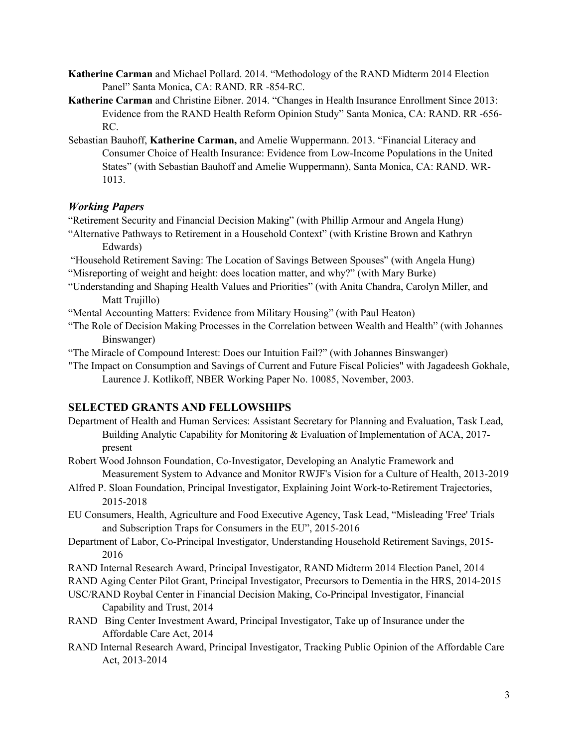**Katherine Carman** and Michael Pollard. 2014. "Methodology of the RAND Midterm 2014 Election Panel" Santa Monica, CA: RAND. RR -854-RC.

**Katherine Carman** and Christine Eibner. 2014. "Changes in Health Insurance Enrollment Since 2013: Evidence from the RAND Health Reform Opinion Study" Santa Monica, CA: RAND. RR -656-RC.

Sebastian Bauhoff, **Katherine Carman,** and Amelie Wuppermann. 2013. "Financial Literacy and Consumer Choice of Health Insurance: Evidence from Low-Income Populations in the United States" (with Sebastian Bauhoff and Amelie Wuppermann), Santa Monica, CA: RAND. WR-1013.

### *Working Papers*

"Retirement Security and Financial Decision Making" (with Phillip Armour and Angela Hung)

"Alternative Pathways to Retirement in a Household Context" (with Kristine Brown and Kathryn Edwards)

"Household Retirement Saving: The Location of Savings Between Spouses" (with Angela Hung)

"Misreporting of weight and height: does location matter, and why?" (with Mary Burke)

"Understanding and Shaping Health Values and Priorities" (with Anita Chandra, Carolyn Miller, and Matt Trujillo)

"Mental Accounting Matters: Evidence from Military Housing" (with Paul Heaton)

"The Role of Decision Making Processes in the Correlation between Wealth and Health" (with Johannes Binswanger)

"The Miracle of Compound Interest: Does our Intuition Fail?" (with Johannes Binswanger)

"The Impact on Consumption and Savings of Current and Future Fiscal Policies" with Jagadeesh Gokhale, Laurence J. Kotlikoff, NBER Working Paper No. 10085, November, 2003.

## SELECTED GRANTS AND FELLOWSHIPS

Department of Health and Human Services: Assistant Secretary for Planning and Evaluation, Task Lead, Building Analytic Capability for Monitoring & Evaluation of Implementation of ACA, 2017-present

Robert Wood Johnson Foundation, Co-Investigator, Developing an Analytic Framework and Measurement System to Advance and Monitor RWJF's Vision for a Culture of Health, 2013-2019

Alfred P. Sloan Foundation, Principal Investigator, Explaining Joint Work-to-Retirement Trajectories, 2015-2018

EU Consumers, Health, Agriculture and Food Executive Agency, Task Lead, "Misleading 'Free' Trials and Subscription Traps for Consumers in the EU", 2015-2016

Department of Labor, Co-Principal Investigator, Understanding Household Retirement Savings, 2015-2016

RAND Internal Research Award, Principal Investigator, RAND Midterm 2014 Election Panel, 2014

RAND Aging Center Pilot Grant, Principal Investigator, Precursors to Dementia in the HRS, 2014-2015

USC/RAND Roybal Center in Financial Decision Making, Co-Principal Investigator, Financial Capability and Trust, 2014

RAND Bing Center Investment Award, Principal Investigator, Take up of Insurance under the Affordable Care Act, 2014

RAND Internal Research Award, Principal Investigator, Tracking Public Opinion of the Affordable Care Act, 2013-2014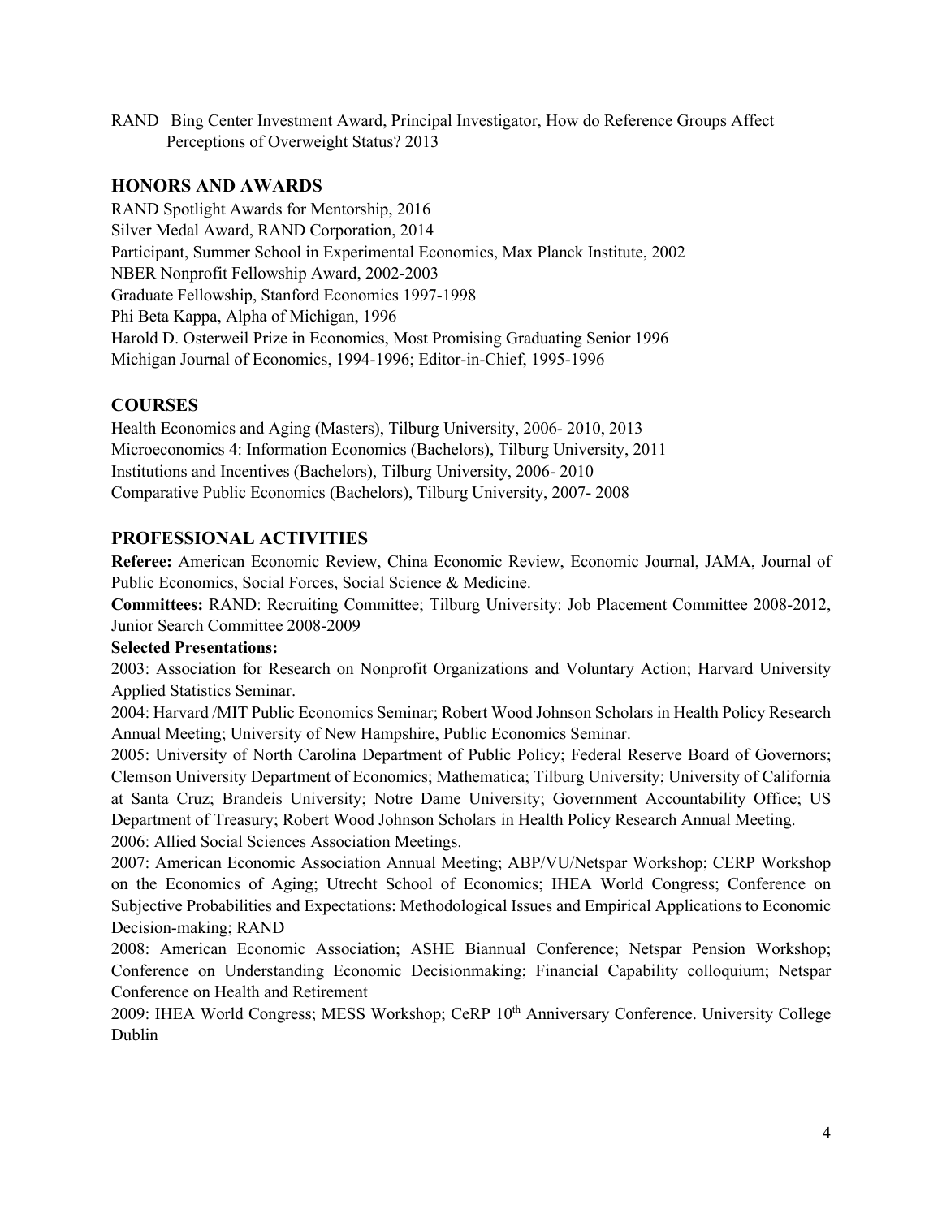RAND Bing Center Investment Award, Principal Investigator, How do Reference Groups Affect Perceptions of Overweight Status? 2013

## HONORS AND AWARDS

RAND Spotlight Awards for Mentorship, 2016
Silver Medal Award, RAND Corporation, 2014
Participant, Summer School in Experimental Economics, Max Planck Institute, 2002
NBER Nonprofit Fellowship Award, 2002-2003
Graduate Fellowship, Stanford Economics 1997-1998
Phi Beta Kappa, Alpha of Michigan, 1996
Harold D. Osterweil Prize in Economics, Most Promising Graduating Senior 1996
Michigan Journal of Economics, 1994-1996; Editor-in-Chief, 1995-1996

## COURSES

Health Economics and Aging (Masters), Tilburg University, 2006- 2010, 2013
Microeconomics 4: Information Economics (Bachelors), Tilburg University, 2011
Institutions and Incentives (Bachelors), Tilburg University, 2006- 2010
Comparative Public Economics (Bachelors), Tilburg University, 2007- 2008

## PROFESSIONAL ACTIVITIES

**Referee:** American Economic Review, China Economic Review, Economic Journal, JAMA, Journal of Public Economics, Social Forces, Social Science & Medicine.

**Committees:** RAND: Recruiting Committee; Tilburg University: Job Placement Committee 2008-2012, Junior Search Committee 2008-2009

**Selected Presentations:**

2003: Association for Research on Nonprofit Organizations and Voluntary Action; Harvard University Applied Statistics Seminar.

2004: Harvard /MIT Public Economics Seminar; Robert Wood Johnson Scholars in Health Policy Research Annual Meeting; University of New Hampshire, Public Economics Seminar.

2005: University of North Carolina Department of Public Policy; Federal Reserve Board of Governors; Clemson University Department of Economics; Mathematica; Tilburg University; University of California at Santa Cruz; Brandeis University; Notre Dame University; Government Accountability Office; US Department of Treasury; Robert Wood Johnson Scholars in Health Policy Research Annual Meeting.

2006: Allied Social Sciences Association Meetings.

2007: American Economic Association Annual Meeting; ABP/VU/Netspar Workshop; CERP Workshop on the Economics of Aging; Utrecht School of Economics; IHEA World Congress; Conference on Subjective Probabilities and Expectations: Methodological Issues and Empirical Applications to Economic Decision-making; RAND

2008: American Economic Association; ASHE Biannual Conference; Netspar Pension Workshop; Conference on Understanding Economic Decisionmaking; Financial Capability colloquium; Netspar Conference on Health and Retirement

2009: IHEA World Congress; MESS Workshop; CeRP 10th Anniversary Conference. University College Dublin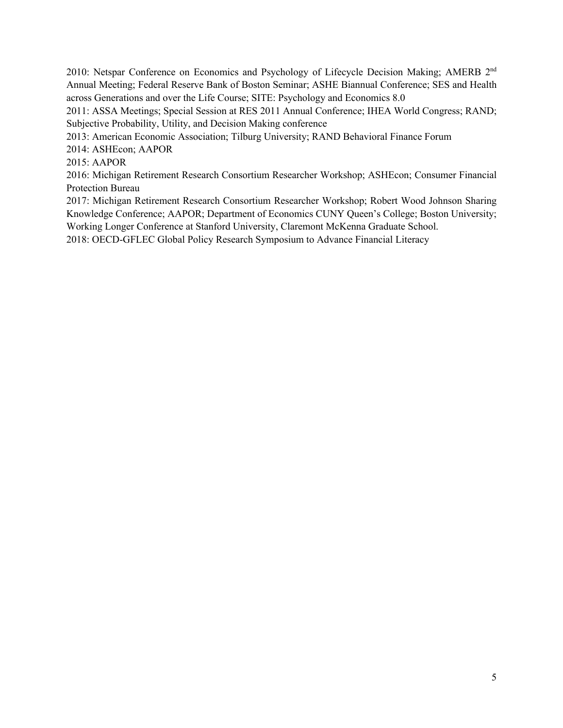2010: Netspar Conference on Economics and Psychology of Lifecycle Decision Making; AMERB 2nd Annual Meeting; Federal Reserve Bank of Boston Seminar; ASHE Biannual Conference; SES and Health across Generations and over the Life Course; SITE: Psychology and Economics 8.0

2011: ASSA Meetings; Special Session at RES 2011 Annual Conference; IHEA World Congress; RAND; Subjective Probability, Utility, and Decision Making conference

2013: American Economic Association; Tilburg University; RAND Behavioral Finance Forum

2014: ASHEcon; AAPOR

2015: AAPOR

2016: Michigan Retirement Research Consortium Researcher Workshop; ASHEcon; Consumer Financial Protection Bureau

2017: Michigan Retirement Research Consortium Researcher Workshop; Robert Wood Johnson Sharing Knowledge Conference; AAPOR; Department of Economics CUNY Queen's College; Boston University; Working Longer Conference at Stanford University, Claremont McKenna Graduate School.

2018: OECD-GFLEC Global Policy Research Symposium to Advance Financial Literacy